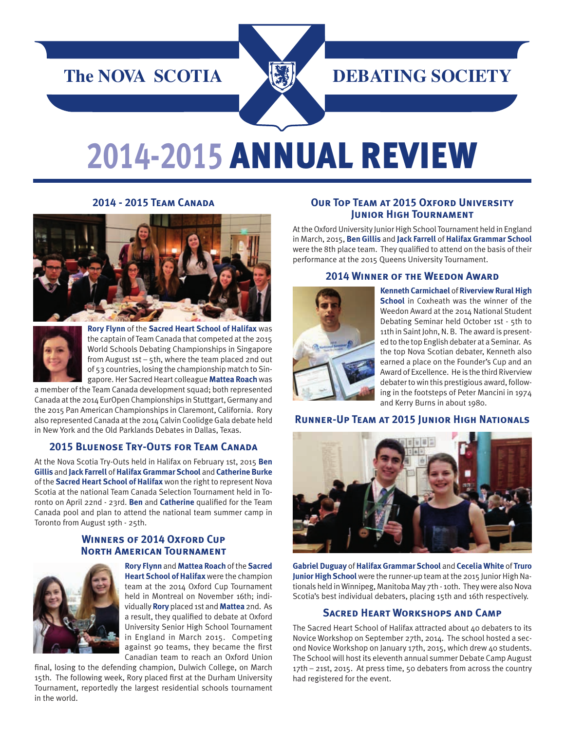# The NOVA SCOTIA DEBATING SOCIETY

# 2014-2015 ANNUAL REVIEW

## 2014 - 2015 Team Canada

**Rory Flynn** of the **Sacred Heart School of Halifax** was the captain of Team Canada that competed at the 2015 World Schools Debating Championships in Singapore from August 1st – 5th, where the team placed 2nd out of 53 countries, losing the championship match to Singapore. Her Sacred Heart colleague **Mattea Roach** was a member of the Team Canada development squad; both represented Canada at the 2014 EurOpen Championships in Stuttgart, Germany and the 2015 Pan American Championships in Claremont, California. Rory also represented Canada at the 2014 Calvin Coolidge Gala debate held in New York and the Old Parklands Debates in Dallas, Texas.

## 2015 Bluenose Try-Outs for Team Canada

At the Nova Scotia Try-Outs held in Halifax on February 1st, 2015 **Ben Gillis** and **Jack Farrell** of **Halifax Grammar School** and **Catherine Burke** of the **Sacred Heart School of Halifax** won the right to represent Nova Scotia at the national Team Canada Selection Tournament held in Toronto on April 22nd - 23rd. **Ben** and **Catherine** qualified for the Team Canada pool and plan to attend the national team summer camp in Toronto from August 19th - 25th.

## Winners of 2014 Oxford Cup North American Tournament

**Rory Flynn** and **Mattea Roach** of the **Sacred Heart School of Halifax** were the champion team at the 2014 Oxford Cup Tournament held in Montreal on November 16th; individually **Rory** placed 1st and **Mattea** 2nd. As a result, they qualified to debate at Oxford University Senior High School Tournament in England in March 2015. Competing against 90 teams, they became the first Canadian team to reach an Oxford Union final, losing to the defending champion, Dulwich College, on March 15th. The following week, Rory placed first at the Durham University Tournament, reportedly the largest residential schools tournament in the world.

## Our Top Team at 2015 Oxford University Junior High Tournament

At the Oxford University Junior High School Tournament held in England in March, 2015, **Ben Gillis** and **Jack Farrell** of **Halifax Grammar School** were the 8th place team. They qualified to attend on the basis of their performance at the 2015 Queens University Tournament.

## 2014 Winner of the Weedon Award

**Kenneth Carmichael** of **Riverview Rural High School** in Coxheath was the winner of the Weedon Award at the 2014 National Student Debating Seminar held October 1st - 5th to 11th in Saint John, N. B. The award is presented to the top English debater at a Seminar. As the top Nova Scotian debater, Kenneth also earned a place on the Founder's Cup and an Award of Excellence. He is the third Riverview debater to win this prestigious award, following in the footsteps of Peter Mancini in 1974 and Kerry Burns in about 1980.

## Runner-Up Team at 2015 Junior High Nationals

**Gabriel Duguay** of **Halifax Grammar School** and **Cecelia White** of **Truro Junior High School** were the runner-up team at the 2015 Junior High Nationals held in Winnipeg, Manitoba May 7th - 10th. They were also Nova Scotia's best individual debaters, placing 15th and 16th respectively.

## Sacred Heart Workshops and Camp

The Sacred Heart School of Halifax attracted about 40 debaters to its Novice Workshop on September 27th, 2014. The school hosted a second Novice Workshop on January 17th, 2015, which drew 40 students. The School will host its eleventh annual summer Debate Camp August 17th – 21st, 2015. At press time, 50 debaters from across the country had registered for the event.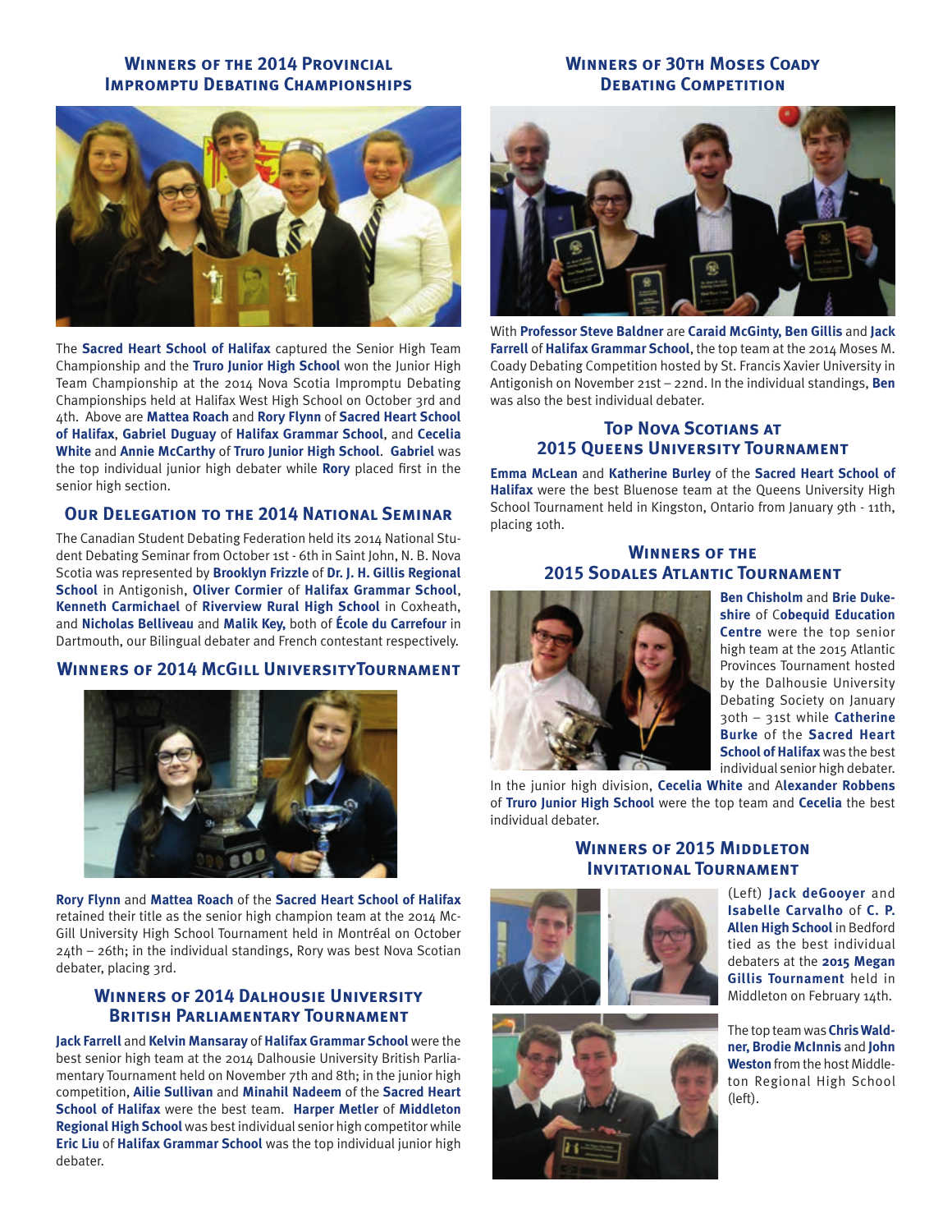## Winners of the 2014 Provincial Impromptu Debating Championships

The **Sacred Heart School of Halifax** captured the Senior High Team Championship and the **Truro Junior High School** won the Junior High Team Championship at the 2014 Nova Scotia Impromptu Debating Championships held at Halifax West High School on October 3rd and 4th. Above are **Mattea Roach** and **Rory Flynn** of **Sacred Heart School of Halifax**, **Gabriel Duguay** of **Halifax Grammar School**, and **Cecelia White** and **Annie McCarthy** of **Truro Junior High School**. **Gabriel** was the top individual junior high debater while **Rory** placed first in the senior high section.

## Our Delegation to the 2014 National Seminar

The Canadian Student Debating Federation held its 2014 National Student Debating Seminar from October 1st - 6th in Saint John, N. B. Nova Scotia was represented by **Brooklyn Frizzle** of **Dr. J. H. Gillis Regional School** in Antigonish, **Oliver Cormier** of **Halifax Grammar School**, **Kenneth Carmichael** of **Riverview Rural High School** in Coxheath, and **Nicholas Belliveau** and **Malik Key,** both of **École du Carrefour** in Dartmouth, our Bilingual debater and French contestant respectively.

## Winners of 2014 McGill UniversityTournament

**Rory Flynn** and **Mattea Roach** of the **Sacred Heart School of Halifax** retained their title as the senior high champion team at the 2014 McGill University High School Tournament held in Montréal on October 24th – 26th; in the individual standings, Rory was best Nova Scotian debater, placing 3rd.

## Winners of 2014 Dalhousie University British Parliamentary Tournament

**Jack Farrell** and **Kelvin Mansaray** of **Halifax Grammar School** were the best senior high team at the 2014 Dalhousie University British Parliamentary Tournament held on November 7th and 8th; in the junior high competition, **Ailie Sullivan** and **Minahil Nadeem** of the **Sacred Heart School of Halifax** were the best team. **Harper Metler** of **Middleton Regional High School** was best individual senior high competitor while **Eric Liu** of **Halifax Grammar School** was the top individual junior high debater.

## Winners of 30th Moses Coady Debating Competition

With **Professor Steve Baldner** are **Caraid McGinty, Ben Gillis** and **Jack Farrell** of **Halifax Grammar School**, the top team at the 2014 Moses M. Coady Debating Competition hosted by St. Francis Xavier University in Antigonish on November 21st – 22nd. In the individual standings, **Ben** was also the best individual debater.

## Top Nova Scotians at 2015 Queens University Tournament

**Emma McLean** and **Katherine Burley** of the **Sacred Heart School of Halifax** were the best Bluenose team at the Queens University High School Tournament held in Kingston, Ontario from January 9th - 11th, placing 10th.

## Winners of the 2015 Sodales Atlantic Tournament

**Ben Chisholm** and **Brie Dukeshire** of C**obequid Education Centre** were the top senior high team at the 2015 Atlantic Provinces Tournament hosted by the Dalhousie University Debating Society on January 30th – 31st while **Catherine Burke** of the **Sacred Heart School of Halifax** was the best individual senior high debater.

In the junior high division, **Cecelia White** and A**lexander Robbens** of **Truro Junior High School** were the top team and **Cecelia** the best individual debater.

## Winners of 2015 Middleton Invitational Tournament

(Left) **Jack deGooyer** and **Isabelle Carvalho** of **C. P. Allen High School** in Bedford tied as the best individual debaters at the **2015 Megan Gillis Tournament** held in Middleton on February 14th.

The top team was **Chris Waldner, Brodie McInnis** and **John Weston** from the host Middleton Regional High School (left).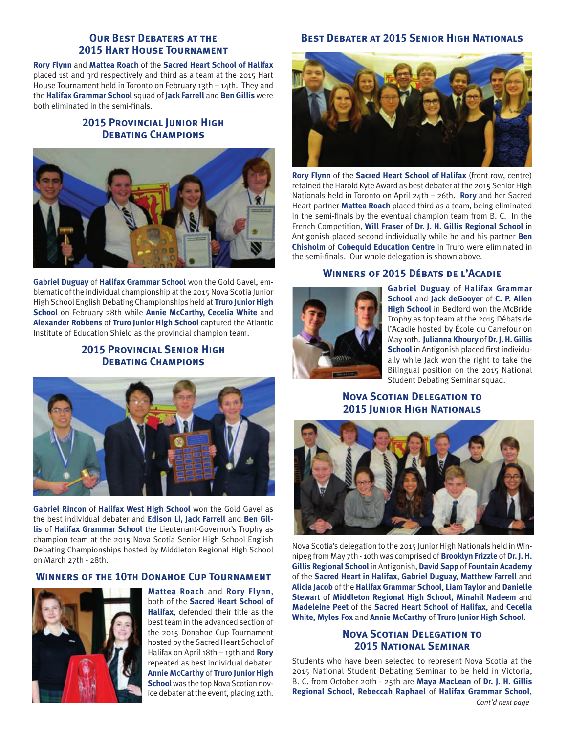## Our Best Debaters at the 2015 Hart House Tournament

**Rory Flynn** and **Mattea Roach** of the **Sacred Heart School of Halifax** placed 1st and 3rd respectively and third as a team at the 2015 Hart House Tournament held in Toronto on February 13th – 14th. They and the **Halifax Grammar School** squad of **Jack Farrell** and **Ben Gillis** were both eliminated in the semi-finals.

## 2015 Provincial Junior High Debating Champions

**Gabriel Duguay** of **Halifax Grammar School** won the Gold Gavel, emblematic of the individual championship at the 2015 Nova Scotia Junior High School English Debating Championships held at **Truro Junior High School** on February 28th while **Annie McCarthy, Cecelia White** and **Alexander Robbens** of **Truro Junior High School** captured the Atlantic Institute of Education Shield as the provincial champion team.

## 2015 Provincial Senior High Debating Champions

**Gabriel Rincon** of **Halifax West High School** won the Gold Gavel as the best individual debater and **Edison Li, Jack Farrell** and **Ben Gillis** of **Halifax Grammar School** the Lieutenant-Governor's Trophy as champion team at the 2015 Nova Scotia Senior High School English Debating Championships hosted by Middleton Regional High School on March 27th - 28th.

## Winners of the 10th Donahoe Cup Tournament

**Mattea Roach** and **Rory Flynn**, both of the **Sacred Heart School of Halifax**, defended their title as the best team in the advanced section of the 2015 Donahoe Cup Tournament hosted by the Sacred Heart School of Halifax on April 18th – 19th and **Rory** repeated as best individual debater. **Annie McCarthy** of **Truro Junior High School** was the top Nova Scotian novice debater at the event, placing 12th.

## Best Debater at 2015 Senior High Nationals

**Rory Flynn** of the **Sacred Heart School of Halifax** (front row, centre) retained the Harold Kyte Award as best debater at the 2015 Senior High Nationals held in Toronto on April 24th – 26th. **Rory** and her Sacred Heart partner **Mattea Roach** placed third as a team, being eliminated in the semi-finals by the eventual champion team from B. C. In the French Competition, **Will Fraser** of **Dr. J. H. Gillis Regional School** in Antigonish placed second individually while he and his partner **Ben Chisholm** of **Cobequid Education Centre** in Truro were eliminated in the semi-finals. Our whole delegation is shown above.

## Winners of 2015 Débats de l'Acadie

**Gabriel Duguay** of **Halifax Grammar School** and **Jack deGooyer** of **C. P. Allen High School** in Bedford won the McBride Trophy as top team at the 2015 Débats de l'Acadie hosted by École du Carrefour on May 10th. **Julianna Khoury** of **Dr. J. H. Gillis School** in Antigonish placed first individually while Jack won the right to take the Bilingual position on the 2015 National Student Debating Seminar squad.

## Nova Scotian Delegation to 2015 Junior High Nationals

Nova Scotia's delegation to the 2015 Junior High Nationals held in Winnipeg from May 7th - 10th was comprised of **Brooklyn Frizzle** of **Dr. J. H. Gillis Regional School** in Antigonish, **David Sapp** of **Fountain Academy** of the **Sacred Heart in Halifax**, **Gabriel Duguay, Matthew Farrell** and **Alicia Jacob** of the **Halifax Grammar School**, **Liam Taylor** and **Danielle Stewart** of **Middleton Regional High School, Minahil Nadeem** and **Madeleine Peet** of the **Sacred Heart School of Halifax**, and **Cecelia White, Myles Fox** and **Annie McCarthy** of **Truro Junior High School**.

## Nova Scotian Delegation to 2015 National Seminar

Students who have been selected to represent Nova Scotia at the 2015 National Student Debating Seminar to be held in Victoria, B. C. from October 20th - 25th are **Maya MacLean** of **Dr. J. H. Gillis Regional School, Rebeccah Raphael** of **Halifax Grammar School**,

*Cont'd next page*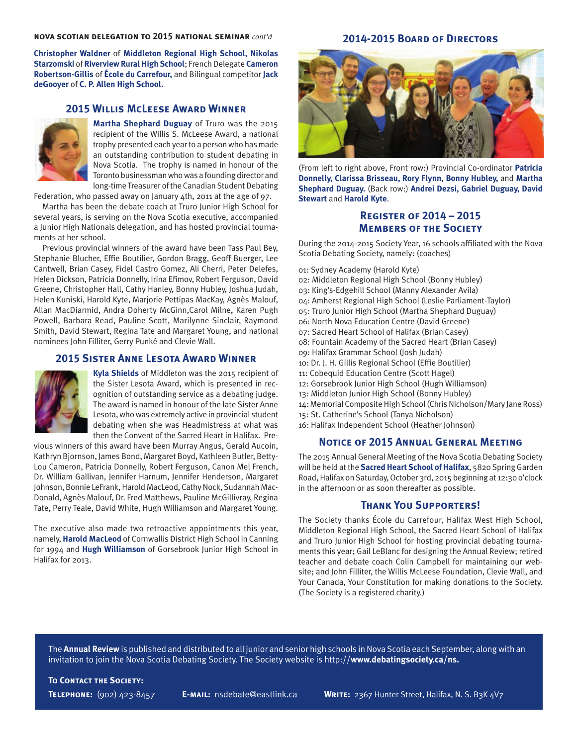**NOVA SCOTIAN DELEGATION TO 2015 NATIONAL SEMINAR** *cont'd*

**Christopher Waldner** of **Middleton Regional High School, Nikolas Starzomski** of **Riverview Rural High School**; French Delegate **Cameron Robertson-Gillis** of **École du Carrefour,** and Bilingual competitor **Jack deGooyer** of **C. P. Allen High School.**

## 2015 Willis McLeese Award Winner

**Martha Shephard Duguay** of Truro was the 2015 recipient of the Willis S. McLeese Award, a national trophy presented each year to a person who has made an outstanding contribution to student debating in Nova Scotia. The trophy is named in honour of the Toronto businessman who was a founding director and long-time Treasurer of the Canadian Student Debating Federation, who passed away on January 4th, 2011 at the age of 97.

Martha has been the debate coach at Truro Junior High School for several years, is serving on the Nova Scotia executive, accompanied a Junior High Nationals delegation, and has hosted provincial tournaments at her school.

Previous provincial winners of the award have been Tass Paul Bey, Stephanie Blucher, Effie Boutilier, Gordon Bragg, Geoff Buerger, Lee Cantwell, Brian Casey, Fidel Castro Gomez, Ali Cherri, Peter Delefes, Helen Dickson, Patricia Donnelly, Irina Efimov, Robert Ferguson, David Greene, Christopher Hall, Cathy Hanley, Bonny Hubley, Joshua Judah, Helen Kuniski, Harold Kyte, Marjorie Pettipas MacKay, Agnès Malouf, Allan MacDiarmid, Andra Doherty McGinn,Carol Milne, Karen Pugh Powell, Barbara Read, Pauline Scott, Marilynne Sinclair, Raymond Smith, David Stewart, Regina Tate and Margaret Young, and national nominees John Filliter, Gerry Punké and Clevie Wall.

## 2015 Sister Anne Lesota Award Winner

**Kyla Shields** of Middleton was the 2015 recipient of the Sister Lesota Award, which is presented in recognition of outstanding service as a debating judge. The award is named in honour of the late Sister Anne Lesota, who was extremely active in provincial student debating when she was Headmistress at what was then the Convent of the Sacred Heart in Halifax. Previous winners of this award have been Murray Angus, Gerald Aucoin, Kathryn Bjornson, James Bond, Margaret Boyd, Kathleen Butler, Betty-Lou Cameron, Patricia Donnelly, Robert Ferguson, Canon Mel French, Dr. William Gallivan, Jennifer Harnum, Jennifer Henderson, Margaret Johnson, Bonnie LeFrank, Harold MacLeod, Cathy Nock, Sudannah MacDonald, Agnès Malouf, Dr. Fred Matthews, Pauline McGillivray, Regina Tate, Perry Teale, David White, Hugh Williamson and Margaret Young.

The executive also made two retroactive appointments this year, namely, **Harold MacLeod** of Cornwallis District High School in Canning for 1994 and **Hugh Williamson** of Gorsebrook Junior High School in Halifax for 2013.

## 2014-2015 Board of Directors

(From left to right above, Front row:) Provincial Co-ordinator **Patricia Donnelly, Clarissa Brisseau, Rory Flynn**, **Bonny Hubley,** and **Martha Shephard Duguay.** (Back row:) **Andrei Dezsi, Gabriel Duguay, David Stewart** and **Harold Kyte**.

## Register of 2014 – 2015 Members of the Society

During the 2014-2015 Society Year, 16 schools affiliated with the Nova Scotia Debating Society, namely: (coaches)

01: Sydney Academy (Harold Kyte)
02: Middleton Regional High School (Bonny Hubley)
03: King's-Edgehill School (Manny Alexander Avila)
04: Amherst Regional High School (Leslie Parliament-Taylor)
05: Truro Junior High School (Martha Shephard Duguay)
06: North Nova Education Centre (David Greene)
07: Sacred Heart School of Halifax (Brian Casey)
08: Fountain Academy of the Sacred Heart (Brian Casey)
09: Halifax Grammar School (Josh Judah)
10: Dr. J. H. Gillis Regional School (Effie Boutilier)
11: Cobequid Education Centre (Scott Hagel)
12: Gorsebrook Junior High School (Hugh Williamson)
13: Middleton Junior High School (Bonny Hubley)
14: Memorial Composite High School (Chris Nicholson/Mary Jane Ross)
15: St. Catherine's School (Tanya Nicholson)
16: Halifax Independent School (Heather Johnson)

## Notice of 2015 Annual General Meeting

The 2015 Annual General Meeting of the Nova Scotia Debating Society will be held at the **Sacred Heart School of Halifax**, 5820 Spring Garden Road, Halifax on Saturday, October 3rd, 2015 beginning at 12:30 o'clock in the afternoon or as soon thereafter as possible.

## Thank You Supporters!

The Society thanks École du Carrefour, Halifax West High School, Middleton Regional High School, the Sacred Heart School of Halifax and Truro Junior High School for hosting provincial debating tournaments this year; Gail LeBlanc for designing the Annual Review; retired teacher and debate coach Colin Campbell for maintaining our website; and John Filliter, the Willis McLeese Foundation, Clevie Wall, and Your Canada, Your Constitution for making donations to the Society. (The Society is a registered charity.)

The **Annual Review** is published and distributed to all junior and senior high schools in Nova Scotia each September, along with an invitation to join the Nova Scotia Debating Society. The Society website is http://**www.debatingsociety.ca/ns.**

**To Contact the Society:**

**Telephone:** (902) 423-8457 **E-mail:** nsdebate@eastlink.ca **Write:** 2367 Hunter Street, Halifax, N. S. B3K 4V7